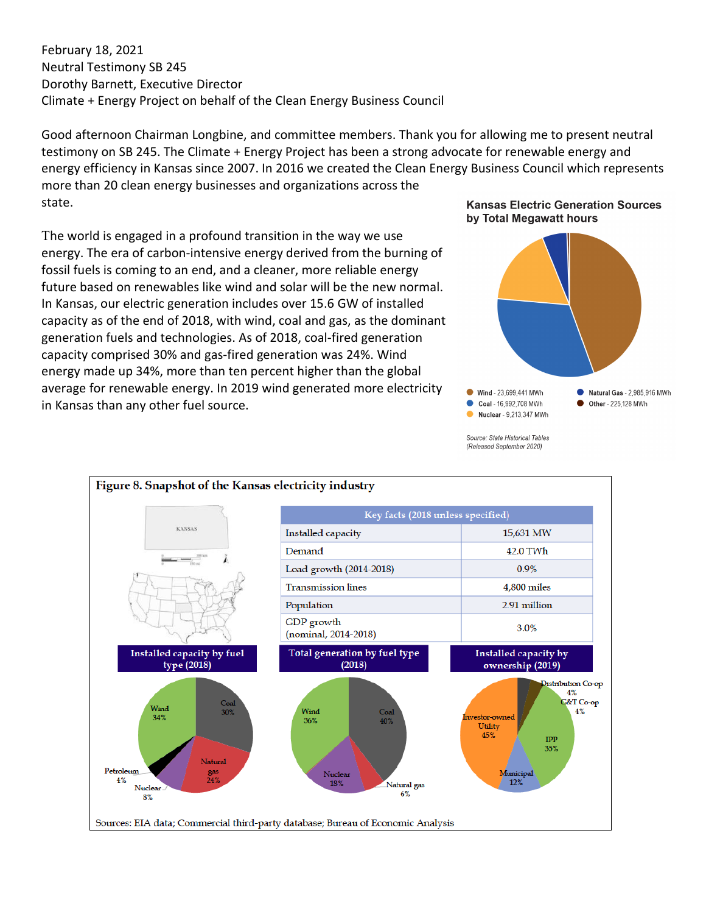February 18, 2021
Neutral Testimony SB 245
Dorothy Barnett, Executive Director
Climate + Energy Project on behalf of the Clean Energy Business Council

Good afternoon Chairman Longbine, and committee members. Thank you for allowing me to present neutral testimony on SB 245. The Climate + Energy Project has been a strong advocate for renewable energy and energy efficiency in Kansas since 2007. In 2016 we created the Clean Energy Business Council which represents more than 20 clean energy businesses and organizations across the state.

The world is engaged in a profound transition in the way we use energy. The era of carbon-intensive energy derived from the burning of fossil fuels is coming to an end, and a cleaner, more reliable energy future based on renewables like wind and solar will be the new normal. In Kansas, our electric generation includes over 15.6 GW of installed capacity as of the end of 2018, with wind, coal and gas, as the dominant generation fuels and technologies. As of 2018, coal-fired generation capacity comprised 30% and gas-fired generation was 24%. Wind energy made up 34%, more than ten percent higher than the global average for renewable energy. In 2019 wind generated more electricity in Kansas than any other fuel source.

**Kansas Electric Generation Sources by Total Megawatt hours**

- Wind - 23,699,441 MWh
- Coal - 16,992,708 MWh
- Nuclear - 9,213,347 MWh
- Natural Gas - 2,985,916 MWh
- Other - 225,128 MWh

*Source: State Historical Tables (Released September 2020)*

**Figure 8. Snapshot of the Kansas electricity industry**

| Key facts (2018 unless specified) | |
|---|---|
| Installed capacity | 15,631 MW |
| Demand | 42.0 TWh |
| Load growth (2014-2018) | 0.9% |
| Transmission lines | 4,800 miles |
| Population | 2.91 million |
| GDP growth (nominal, 2014-2018) | 3.0% |

**Installed capacity by fuel type (2018):** Wind 34%, Coal 30%, Natural gas 24%, Nuclear 8%, Petroleum 4%

**Total generation by fuel type (2018):** Coal 40%, Wind 36%, Nuclear 18%, Natural gas 6%

**Installed capacity by ownership (2019):** Investor-owned Utility 45%, IPP 35%, Municipal 12%, Distribution Co-op 4%, G&T Co-op 4%

Sources: EIA data; Commercial third-party database; Bureau of Economic Analysis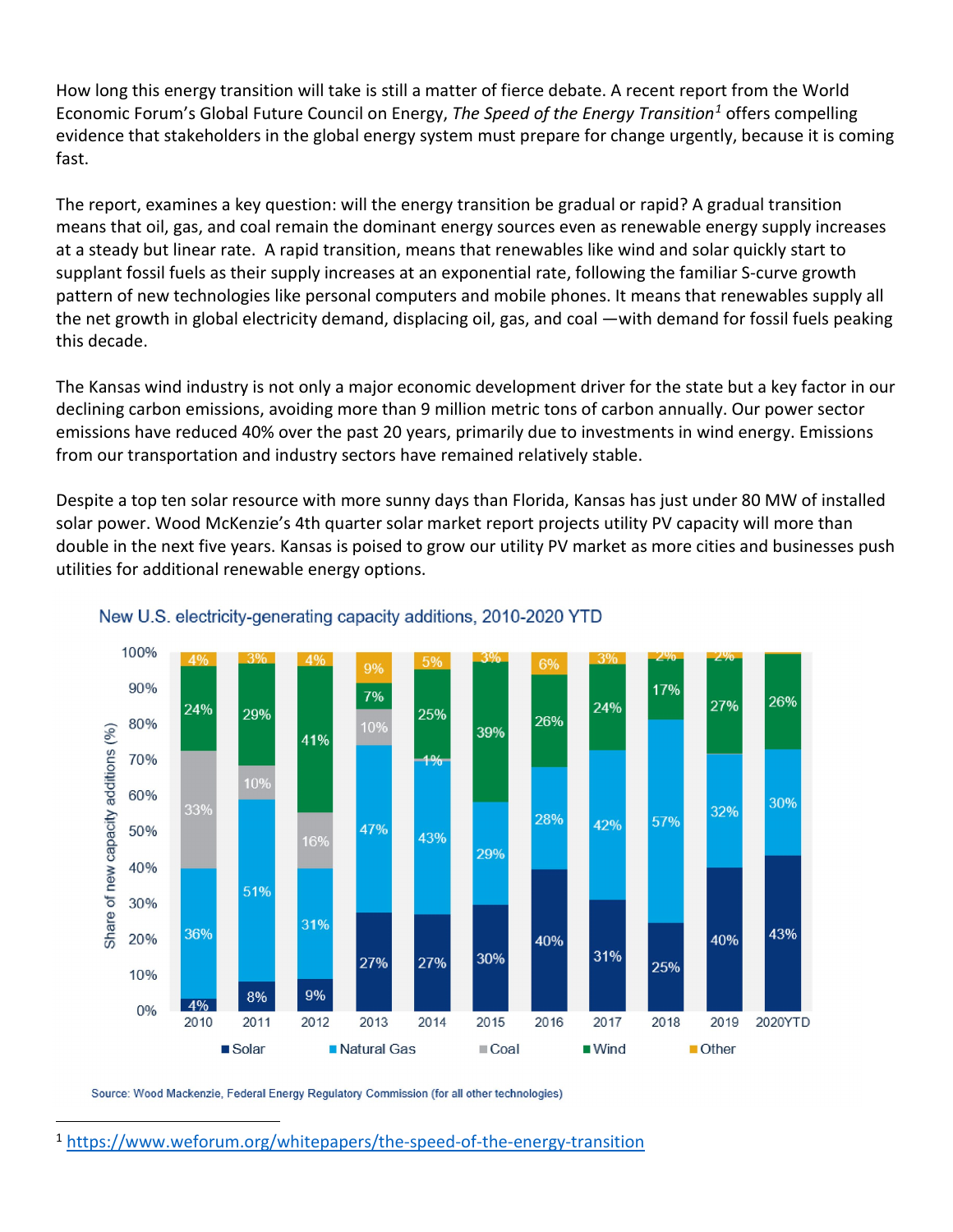How long this energy transition will take is still a matter of fierce debate. A recent report from the World Economic Forum's Global Future Council on Energy, *The Speed of the Energy Transition*[1] offers compelling evidence that stakeholders in the global energy system must prepare for change urgently, because it is coming fast.

The report, examines a key question: will the energy transition be gradual or rapid? A gradual transition means that oil, gas, and coal remain the dominant energy sources even as renewable energy supply increases at a steady but linear rate. A rapid transition, means that renewables like wind and solar quickly start to supplant fossil fuels as their supply increases at an exponential rate, following the familiar S-curve growth pattern of new technologies like personal computers and mobile phones. It means that renewables supply all the net growth in global electricity demand, displacing oil, gas, and coal —with demand for fossil fuels peaking this decade.

The Kansas wind industry is not only a major economic development driver for the state but a key factor in our declining carbon emissions, avoiding more than 9 million metric tons of carbon annually. Our power sector emissions have reduced 40% over the past 20 years, primarily due to investments in wind energy. Emissions from our transportation and industry sectors have remained relatively stable.

Despite a top ten solar resource with more sunny days than Florida, Kansas has just under 80 MW of installed solar power. Wood McKenzie's 4th quarter solar market report projects utility PV capacity will more than double in the next five years. Kansas is poised to grow our utility PV market as more cities and businesses push utilities for additional renewable energy options.

**New U.S. electricity-generating capacity additions, 2010-2020 YTD**

Share of new capacity additions (%)

| Year | Solar | Natural Gas | Coal | Wind | Other |
|---|---|---|---|---|---|
| 2010 | 4% | 36% | 33% | 24% | 4% |
| 2011 | 8% | 51% | 10% | 29% | 3% |
| 2012 | 9% | 31% | 16% | 41% | 4% |
| 2013 | 27% | 47% | 10% | 7% | 9% |
| 2014 | 27% | 43% | 1% | 25% | 5% |
| 2015 | 30% | 29% | | 39% | 3% |
| 2016 | 40% | 28% | | 26% | 6% |
| 2017 | 31% | 42% | | 24% | 3% |
| 2018 | 25% | 57% | | 17% | 2% |
| 2019 | 40% | 32% | | 27% | 2% |
| 2020YTD | 43% | 30% | | 26% | |

Source: Wood Mackenzie, Federal Energy Regulatory Commission (for all other technologies)

---

[1] https://www.weforum.org/whitepapers/the-speed-of-the-energy-transition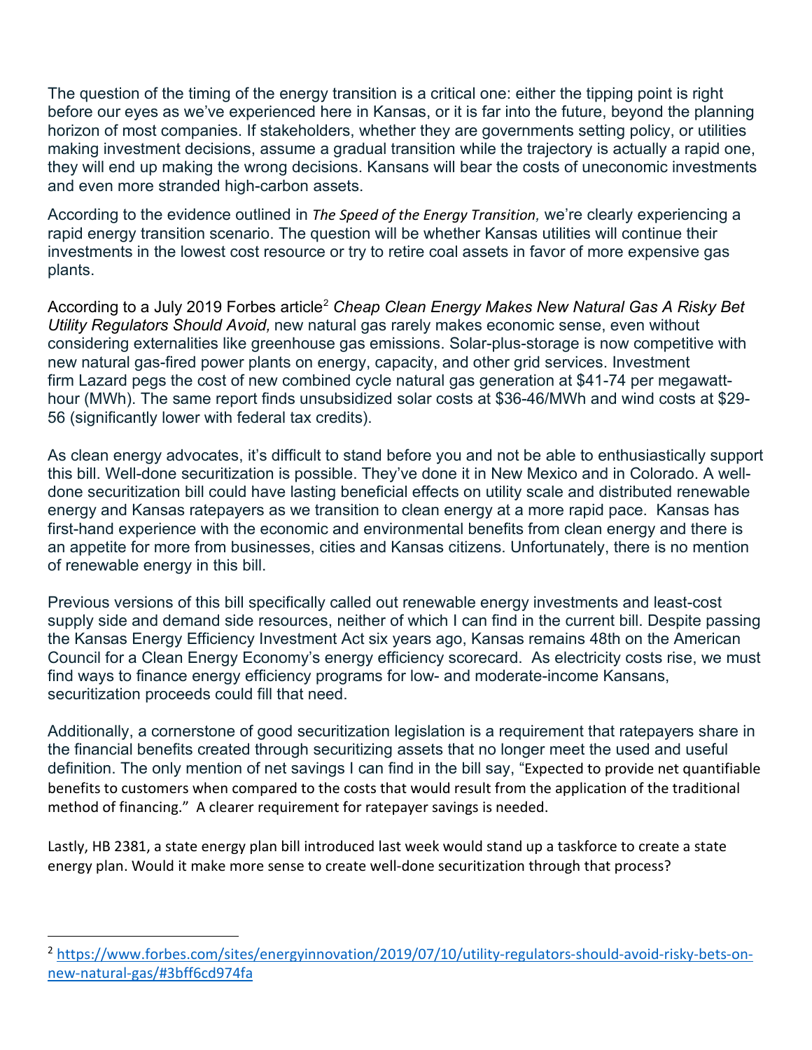The question of the timing of the energy transition is a critical one: either the tipping point is right before our eyes as we've experienced here in Kansas, or it is far into the future, beyond the planning horizon of most companies. If stakeholders, whether they are governments setting policy, or utilities making investment decisions, assume a gradual transition while the trajectory is actually a rapid one, they will end up making the wrong decisions. Kansans will bear the costs of uneconomic investments and even more stranded high-carbon assets.

According to the evidence outlined in *The Speed of the Energy Transition,* we're clearly experiencing a rapid energy transition scenario. The question will be whether Kansas utilities will continue their investments in the lowest cost resource or try to retire coal assets in favor of more expensive gas plants.

According to a July 2019 Forbes article[2] *Cheap Clean Energy Makes New Natural Gas A Risky Bet Utility Regulators Should Avoid,* new natural gas rarely makes economic sense, even without considering externalities like greenhouse gas emissions. Solar-plus-storage is now competitive with new natural gas-fired power plants on energy, capacity, and other grid services. Investment firm Lazard pegs the cost of new combined cycle natural gas generation at $41-74 per megawatt-hour (MWh). The same report finds unsubsidized solar costs at $36-46/MWh and wind costs at $29-56 (significantly lower with federal tax credits).

As clean energy advocates, it's difficult to stand before you and not be able to enthusiastically support this bill. Well-done securitization is possible. They've done it in New Mexico and in Colorado. A well-done securitization bill could have lasting beneficial effects on utility scale and distributed renewable energy and Kansas ratepayers as we transition to clean energy at a more rapid pace. Kansas has first-hand experience with the economic and environmental benefits from clean energy and there is an appetite for more from businesses, cities and Kansas citizens. Unfortunately, there is no mention of renewable energy in this bill.

Previous versions of this bill specifically called out renewable energy investments and least-cost supply side and demand side resources, neither of which I can find in the current bill. Despite passing the Kansas Energy Efficiency Investment Act six years ago, Kansas remains 48th on the American Council for a Clean Energy Economy's energy efficiency scorecard. As electricity costs rise, we must find ways to finance energy efficiency programs for low- and moderate-income Kansans, securitization proceeds could fill that need.

Additionally, a cornerstone of good securitization legislation is a requirement that ratepayers share in the financial benefits created through securitizing assets that no longer meet the used and useful definition. The only mention of net savings I can find in the bill say, "Expected to provide net quantifiable benefits to customers when compared to the costs that would result from the application of the traditional method of financing." A clearer requirement for ratepayer savings is needed.

Lastly, HB 2381, a state energy plan bill introduced last week would stand up a taskforce to create a state energy plan. Would it make more sense to create well-done securitization through that process?

---

[2] https://www.forbes.com/sites/energyinnovation/2019/07/10/utility-regulators-should-avoid-risky-bets-on-new-natural-gas/#3bff6cd974fa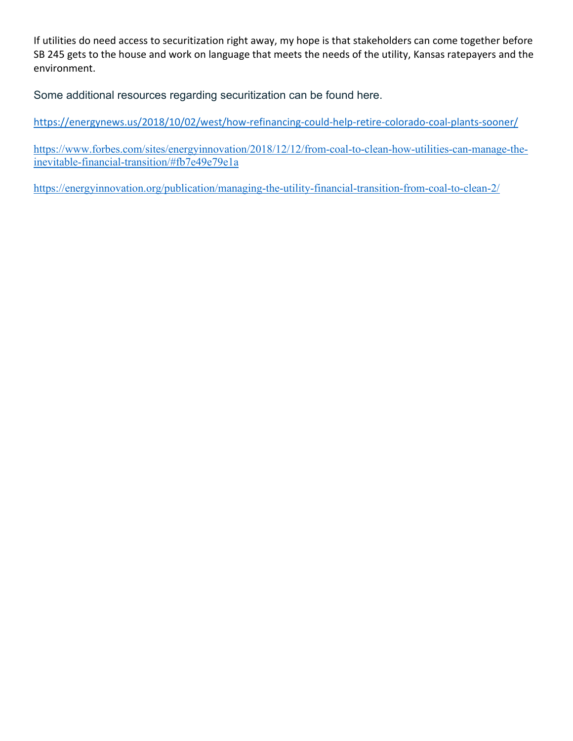If utilities do need access to securitization right away, my hope is that stakeholders can come together before SB 245 gets to the house and work on language that meets the needs of the utility, Kansas ratepayers and the environment.

Some additional resources regarding securitization can be found here.

https://energynews.us/2018/10/02/west/how-refinancing-could-help-retire-colorado-coal-plants-sooner/

https://www.forbes.com/sites/energyinnovation/2018/12/12/from-coal-to-clean-how-utilities-can-manage-the-inevitable-financial-transition/#fb7e49e79e1a

https://energyinnovation.org/publication/managing-the-utility-financial-transition-from-coal-to-clean-2/